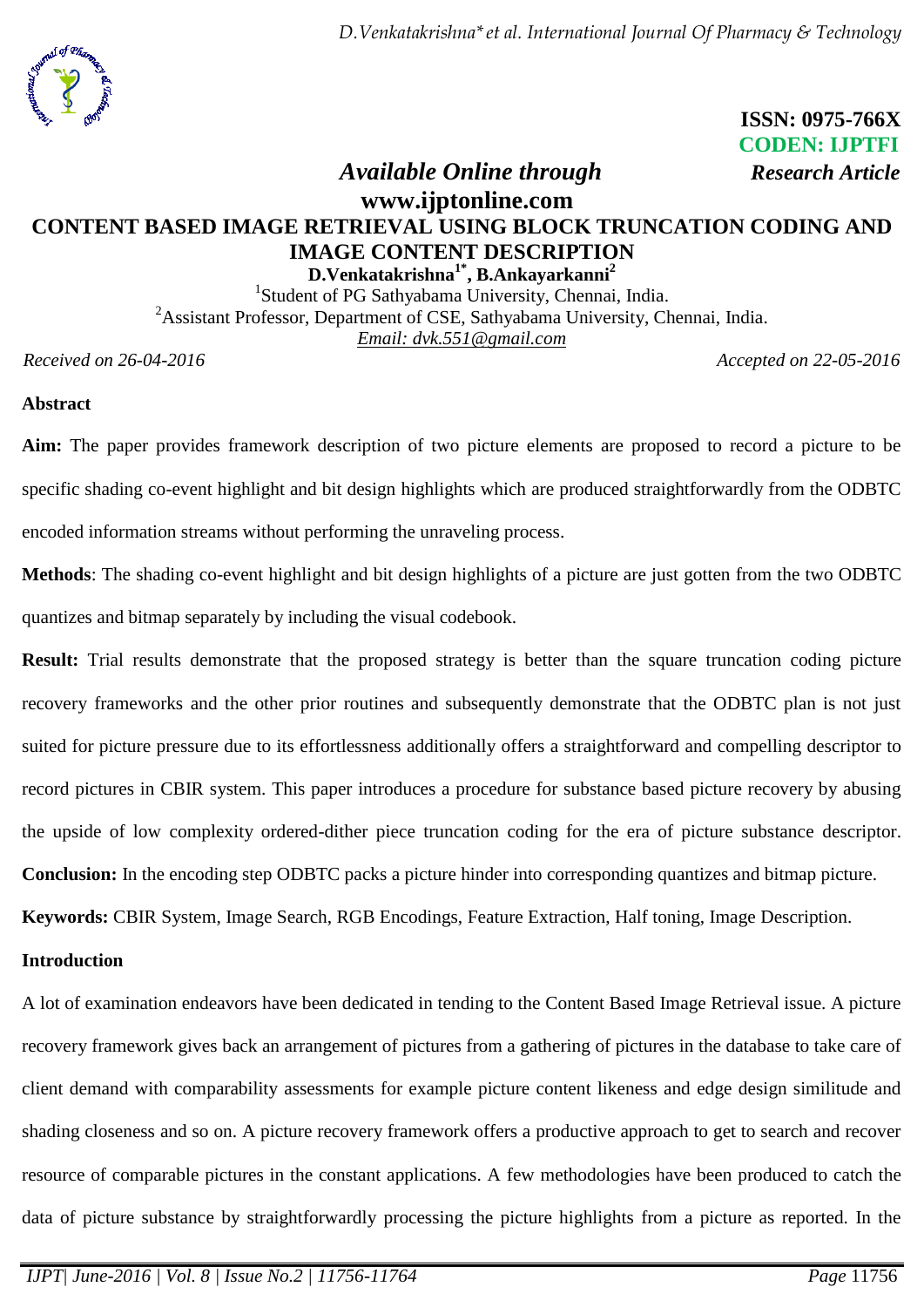ISSN: 0975-766X
CODEN: IJPTFI
*Research Article*

*Available Online through*
**www.ijptonline.com**

# CONTENT BASED IMAGE RETRIEVAL USING BLOCK TRUNCATION CODING AND IMAGE CONTENT DESCRIPTION

**D.Venkatakrishna[1*], B.Ankayarkanni[2]**

[1]Student of PG Sathyabama University, Chennai, India.
[2]Assistant Professor, Department of CSE, Sathyabama University, Chennai, India.
Email: dvk.551@gmail.com

*Received on 26-04-2016* *Accepted on 22-05-2016*

## Abstract

**Aim:** The paper provides framework description of two picture elements are proposed to record a picture to be specific shading co-event highlight and bit design highlights which are produced straightforwardly from the ODBTC encoded information streams without performing the unraveling process.

**Methods**: The shading co-event highlight and bit design highlights of a picture are just gotten from the two ODBTC quantizes and bitmap separately by including the visual codebook.

**Result:** Trial results demonstrate that the proposed strategy is better than the square truncation coding picture recovery frameworks and the other prior routines and subsequently demonstrate that the ODBTC plan is not just suited for picture pressure due to its effortlessness additionally offers a straightforward and compelling descriptor to record pictures in CBIR system. This paper introduces a procedure for substance based picture recovery by abusing the upside of low complexity ordered-dither piece truncation coding for the era of picture substance descriptor. **Conclusion:** In the encoding step ODBTC packs a picture hinder into corresponding quantizes and bitmap picture.

**Keywords:** CBIR System, Image Search, RGB Encodings, Feature Extraction, Half toning, Image Description.

## Introduction

A lot of examination endeavors have been dedicated in tending to the Content Based Image Retrieval issue. A picture recovery framework gives back an arrangement of pictures from a gathering of pictures in the database to take care of client demand with comparability assessments for example picture content likeness and edge design similitude and shading closeness and so on. A picture recovery framework offers a productive approach to get to search and recover resource of comparable pictures in the constant applications. A few methodologies have been produced to catch the data of picture substance by straightforwardly processing the picture highlights from a picture as reported. In the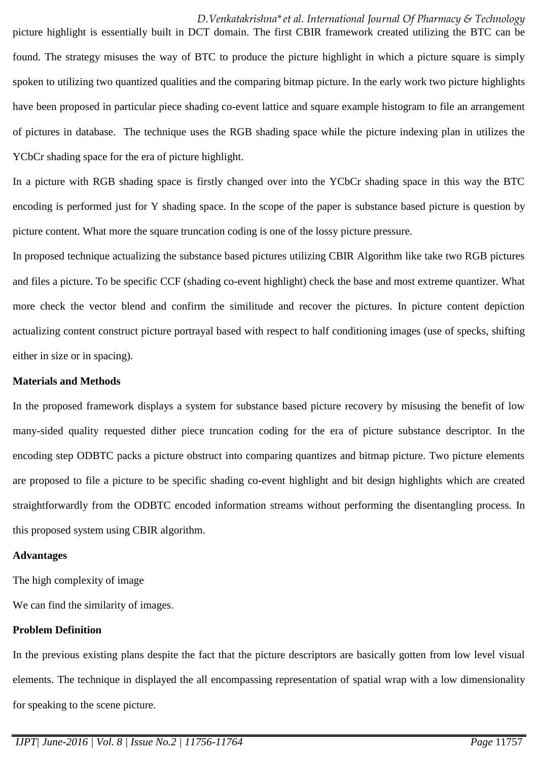picture highlight is essentially built in DCT domain. The first CBIR framework created utilizing the BTC can be found. The strategy misuses the way of BTC to produce the picture highlight in which a picture square is simply spoken to utilizing two quantized qualities and the comparing bitmap picture. In the early work two picture highlights have been proposed in particular piece shading co-event lattice and square example histogram to file an arrangement of pictures in database. The technique uses the RGB shading space while the picture indexing plan in utilizes the YCbCr shading space for the era of picture highlight.

In a picture with RGB shading space is firstly changed over into the YCbCr shading space in this way the BTC encoding is performed just for Y shading space. In the scope of the paper is substance based picture is question by picture content. What more the square truncation coding is one of the lossy picture pressure.

In proposed technique actualizing the substance based pictures utilizing CBIR Algorithm like take two RGB pictures and files a picture. To be specific CCF (shading co-event highlight) check the base and most extreme quantizer. What more check the vector blend and confirm the similitude and recover the pictures. In picture content depiction actualizing content construct picture portrayal based with respect to half conditioning images (use of specks, shifting either in size or in spacing).

**Materials and Methods**

In the proposed framework displays a system for substance based picture recovery by misusing the benefit of low many-sided quality requested dither piece truncation coding for the era of picture substance descriptor. In the encoding step ODBTC packs a picture obstruct into comparing quantizes and bitmap picture. Two picture elements are proposed to file a picture to be specific shading co-event highlight and bit design highlights which are created straightforwardly from the ODBTC encoded information streams without performing the disentangling process. In this proposed system using CBIR algorithm.

**Advantages**

The high complexity of image

We can find the similarity of images.

**Problem Definition**

In the previous existing plans despite the fact that the picture descriptors are basically gotten from low level visual elements. The technique in displayed the all encompassing representation of spatial wrap with a low dimensionality for speaking to the scene picture.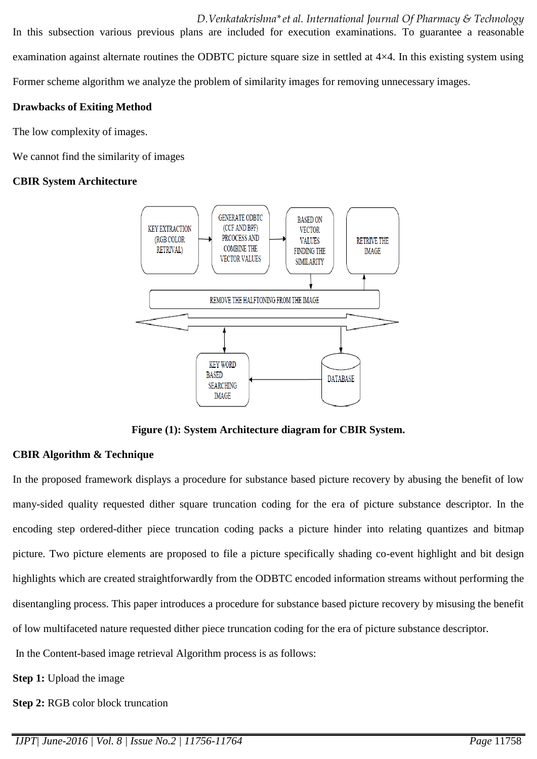In this subsection various previous plans are included for execution examinations. To guarantee a reasonable examination against alternate routines the ODBTC picture square size in settled at 4×4. In this existing system using Former scheme algorithm we analyze the problem of similarity images for removing unnecessary images.

**Drawbacks of Exiting Method**

The low complexity of images.

We cannot find the similarity of images

**CBIR System Architecture**

**Figure (1): System Architecture diagram for CBIR System.**

**CBIR Algorithm & Technique**

In the proposed framework displays a procedure for substance based picture recovery by abusing the benefit of low many-sided quality requested dither square truncation coding for the era of picture substance descriptor. In the encoding step ordered-dither piece truncation coding packs a picture hinder into relating quantizes and bitmap picture. Two picture elements are proposed to file a picture specifically shading co-event highlight and bit design highlights which are created straightforwardly from the ODBTC encoded information streams without performing the disentangling process. This paper introduces a procedure for substance based picture recovery by misusing the benefit of low multifaceted nature requested dither piece truncation coding for the era of picture substance descriptor.

In the Content-based image retrieval Algorithm process is as follows:

**Step 1:** Upload the image

**Step 2:** RGB color block truncation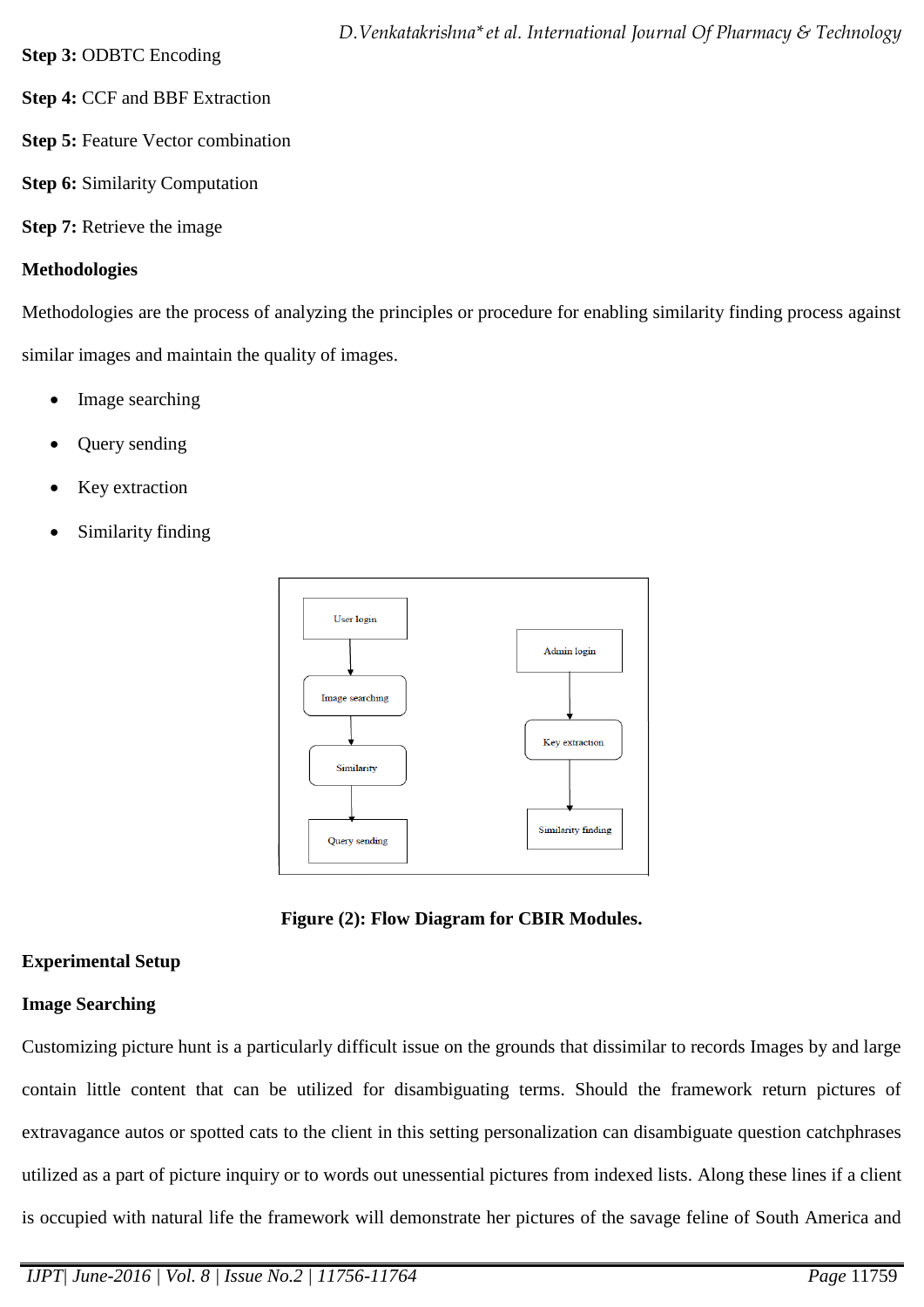**Step 3:** ODBTC Encoding

**Step 4:** CCF and BBF Extraction

**Step 5:** Feature Vector combination

**Step 6:** Similarity Computation

**Step 7:** Retrieve the image

**Methodologies**

Methodologies are the process of analyzing the principles or procedure for enabling similarity finding process against similar images and maintain the quality of images.

- Image searching
- Query sending
- Key extraction
- Similarity finding

**Figure (2): Flow Diagram for CBIR Modules.**

**Experimental Setup**

**Image Searching**

Customizing picture hunt is a particularly difficult issue on the grounds that dissimilar to records Images by and large contain little content that can be utilized for disambiguating terms. Should the framework return pictures of extravagance autos or spotted cats to the client in this setting personalization can disambiguate question catchphrases utilized as a part of picture inquiry or to words out unessential pictures from indexed lists. Along these lines if a client is occupied with natural life the framework will demonstrate her pictures of the savage feline of South America and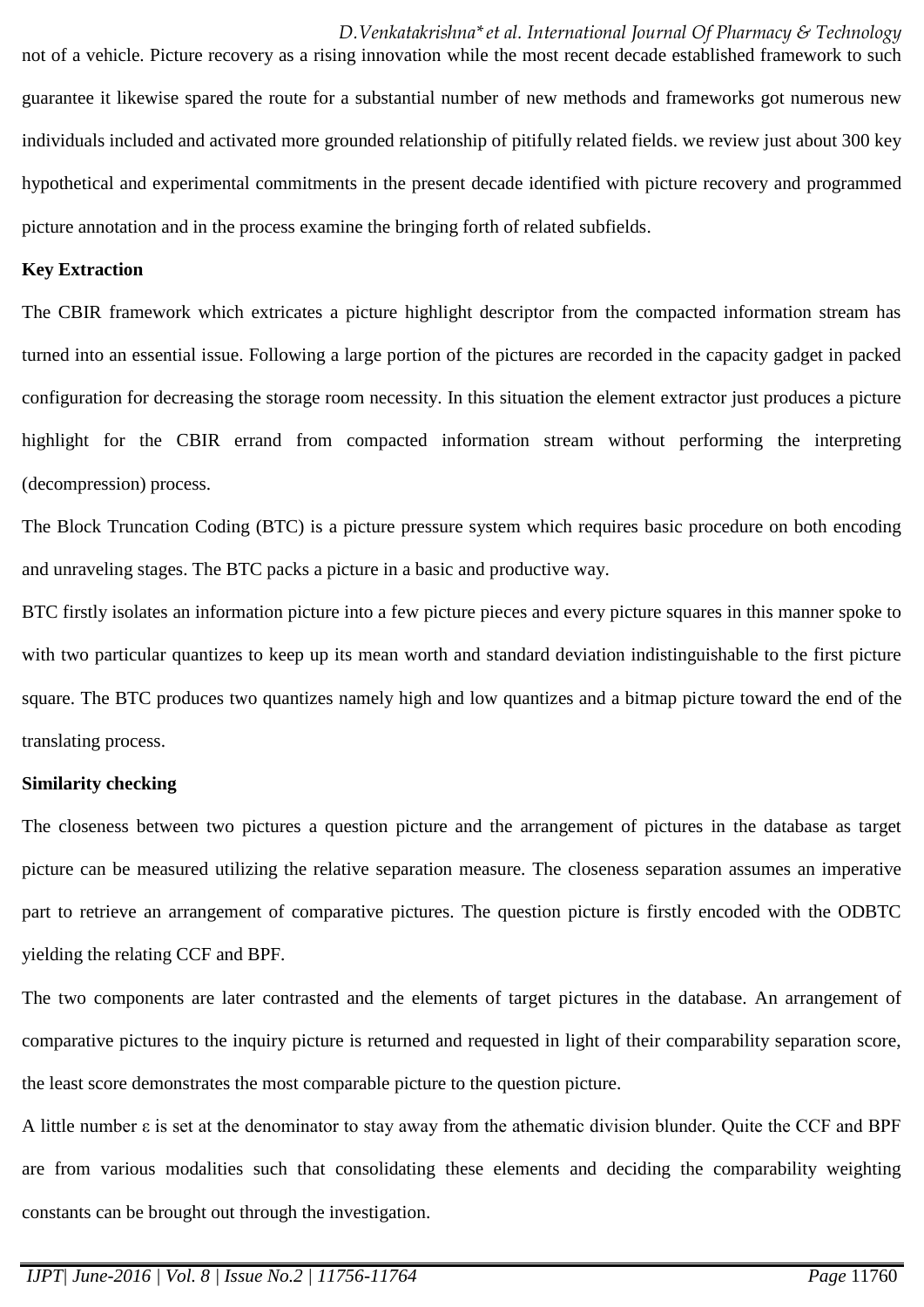not of a vehicle. Picture recovery as a rising innovation while the most recent decade established framework to such guarantee it likewise spared the route for a substantial number of new methods and frameworks got numerous new individuals included and activated more grounded relationship of pitifully related fields. we review just about 300 key hypothetical and experimental commitments in the present decade identified with picture recovery and programmed picture annotation and in the process examine the bringing forth of related subfields.

**Key Extraction**

The CBIR framework which extricates a picture highlight descriptor from the compacted information stream has turned into an essential issue. Following a large portion of the pictures are recorded in the capacity gadget in packed configuration for decreasing the storage room necessity. In this situation the element extractor just produces a picture highlight for the CBIR errand from compacted information stream without performing the interpreting (decompression) process.

The Block Truncation Coding (BTC) is a picture pressure system which requires basic procedure on both encoding and unraveling stages. The BTC packs a picture in a basic and productive way.

BTC firstly isolates an information picture into a few picture pieces and every picture squares in this manner spoke to with two particular quantizes to keep up its mean worth and standard deviation indistinguishable to the first picture square. The BTC produces two quantizes namely high and low quantizes and a bitmap picture toward the end of the translating process.

**Similarity checking**

The closeness between two pictures a question picture and the arrangement of pictures in the database as target picture can be measured utilizing the relative separation measure. The closeness separation assumes an imperative part to retrieve an arrangement of comparative pictures. The question picture is firstly encoded with the ODBTC yielding the relating CCF and BPF.

The two components are later contrasted and the elements of target pictures in the database. An arrangement of comparative pictures to the inquiry picture is returned and requested in light of their comparability separation score, the least score demonstrates the most comparable picture to the question picture.

A little number ε is set at the denominator to stay away from the athematic division blunder. Quite the CCF and BPF are from various modalities such that consolidating these elements and deciding the comparability weighting constants can be brought out through the investigation.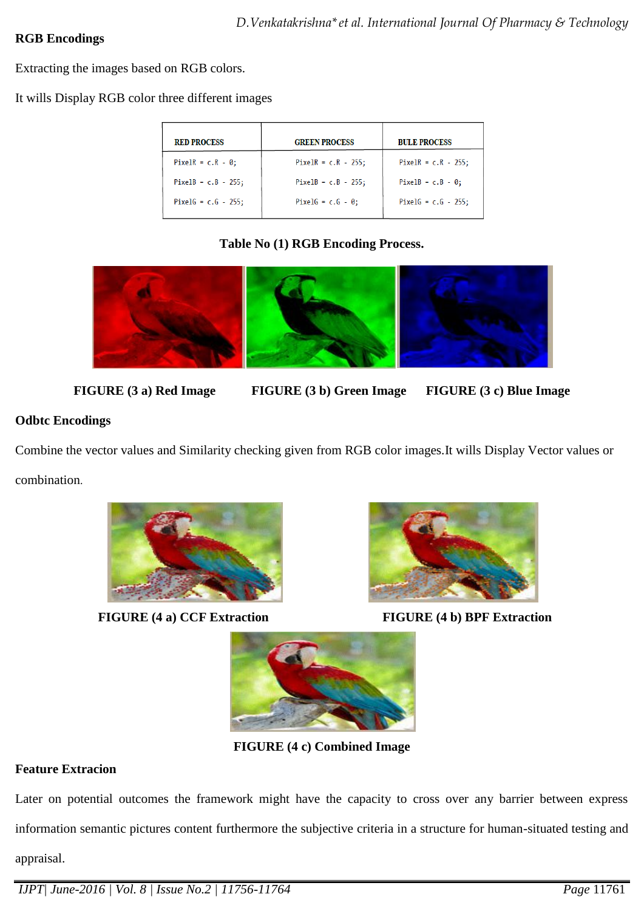## RGB Encodings

Extracting the images based on RGB colors.

It wills Display RGB color three different images

| RED PROCESS | GREEN PROCESS | BULE PROCESS |
|---|---|---|
| PixelR = c.R - 0; | PixelR = c.R - 255; | PixelR = c.R - 255; |
| PixelB - c.B - 255; | PixelB - c.B - 255; | PixelB - c.B - 0; |
| PixelG = c.G - 255; | PixelG = c.G - 0; | PixelG = c.G - 255; |

**Table No (1) RGB Encoding Process.**

**FIGURE (3 a) Red Image** **FIGURE (3 b) Green Image** **FIGURE (3 c) Blue Image**

## Odbtc Encodings

Combine the vector values and Similarity checking given from RGB color images.It wills Display Vector values or combination.

**FIGURE (4 a) CCF Extraction** **FIGURE (4 b) BPF Extraction**

**FIGURE (4 c) Combined Image**

## Feature Extracion

Later on potential outcomes the framework might have the capacity to cross over any barrier between express information semantic pictures content furthermore the subjective criteria in a structure for human-situated testing and appraisal.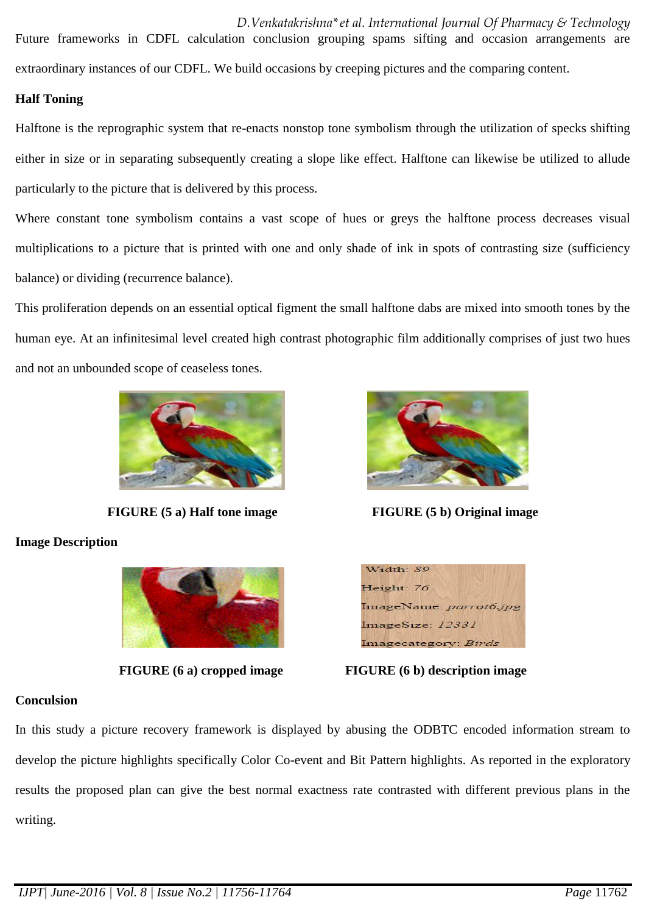Future frameworks in CDFL calculation conclusion grouping spams sifting and occasion arrangements are extraordinary instances of our CDFL. We build occasions by creeping pictures and the comparing content.

**Half Toning**

Halftone is the reprographic system that re-enacts nonstop tone symbolism through the utilization of specks shifting either in size or in separating subsequently creating a slope like effect. Halftone can likewise be utilized to allude particularly to the picture that is delivered by this process.

Where constant tone symbolism contains a vast scope of hues or greys the halftone process decreases visual multiplications to a picture that is printed with one and only shade of ink in spots of contrasting size (sufficiency balance) or dividing (recurrence balance).

This proliferation depends on an essential optical figment the small halftone dabs are mixed into smooth tones by the human eye. At an infinitesimal level created high contrast photographic film additionally comprises of just two hues and not an unbounded scope of ceaseless tones.

**FIGURE (5 a) Half tone image**

**FIGURE (5 b) Original image**

**Image Description**

Width: 89
Height: 76
ImageName: parrot6.jpg
ImageSize: 12331
Imagecategory: Birds

**FIGURE (6 a) cropped image**

**FIGURE (6 b) description image**

**Conculsion**

In this study a picture recovery framework is displayed by abusing the ODBTC encoded information stream to develop the picture highlights specifically Color Co-event and Bit Pattern highlights. As reported in the exploratory results the proposed plan can give the best normal exactness rate contrasted with different previous plans in the writing.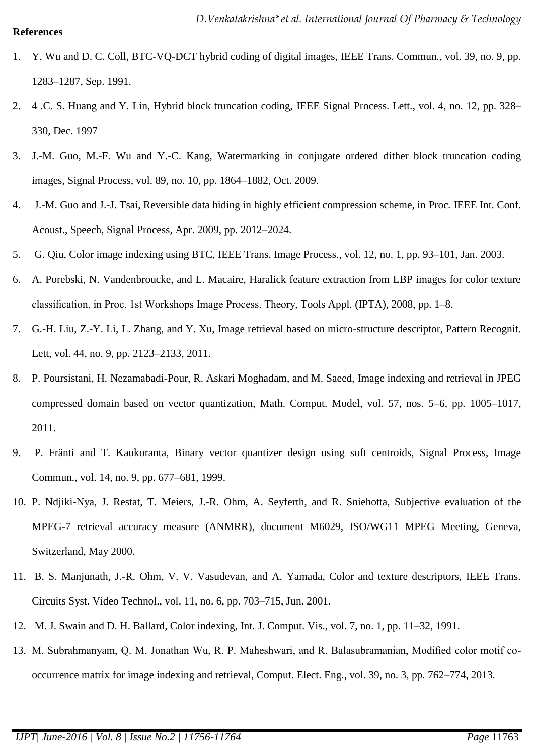**References**

1. Y. Wu and D. C. Coll, BTC-VQ-DCT hybrid coding of digital images, IEEE Trans. Commun., vol. 39, no. 9, pp. 1283–1287, Sep. 1991.
2. 4 .C. S. Huang and Y. Lin, Hybrid block truncation coding, IEEE Signal Process. Lett., vol. 4, no. 12, pp. 328–330, Dec. 1997
3. J.-M. Guo, M.-F. Wu and Y.-C. Kang, Watermarking in conjugate ordered dither block truncation coding images, Signal Process, vol. 89, no. 10, pp. 1864–1882, Oct. 2009.
4. J.-M. Guo and J.-J. Tsai, Reversible data hiding in highly efficient compression scheme, in Proc. IEEE Int. Conf. Acoust., Speech, Signal Process, Apr. 2009, pp. 2012–2024.
5. G. Qiu, Color image indexing using BTC, IEEE Trans. Image Process., vol. 12, no. 1, pp. 93–101, Jan. 2003.
6. A. Porebski, N. Vandenbroucke, and L. Macaire, Haralick feature extraction from LBP images for color texture classification, in Proc. 1st Workshops Image Process. Theory, Tools Appl. (IPTA), 2008, pp. 1–8.
7. G.-H. Liu, Z.-Y. Li, L. Zhang, and Y. Xu, Image retrieval based on micro-structure descriptor, Pattern Recognit. Lett, vol. 44, no. 9, pp. 2123–2133, 2011.
8. P. Poursistani, H. Nezamabadi-Pour, R. Askari Moghadam, and M. Saeed, Image indexing and retrieval in JPEG compressed domain based on vector quantization, Math. Comput. Model, vol. 57, nos. 5–6, pp. 1005–1017, 2011.
9. P. Fränti and T. Kaukoranta, Binary vector quantizer design using soft centroids, Signal Process, Image Commun., vol. 14, no. 9, pp. 677–681, 1999.
10. P. Ndjiki-Nya, J. Restat, T. Meiers, J.-R. Ohm, A. Seyferth, and R. Sniehotta, Subjective evaluation of the MPEG-7 retrieval accuracy measure (ANMRR), document M6029, ISO/WG11 MPEG Meeting, Geneva, Switzerland, May 2000.
11. B. S. Manjunath, J.-R. Ohm, V. V. Vasudevan, and A. Yamada, Color and texture descriptors, IEEE Trans. Circuits Syst. Video Technol., vol. 11, no. 6, pp. 703–715, Jun. 2001.
12. M. J. Swain and D. H. Ballard, Color indexing, Int. J. Comput. Vis., vol. 7, no. 1, pp. 11–32, 1991.
13. M. Subrahmanyam, Q. M. Jonathan Wu, R. P. Maheshwari, and R. Balasubramanian, Modified color motif co-occurrence matrix for image indexing and retrieval, Comput. Elect. Eng., vol. 39, no. 3, pp. 762–774, 2013.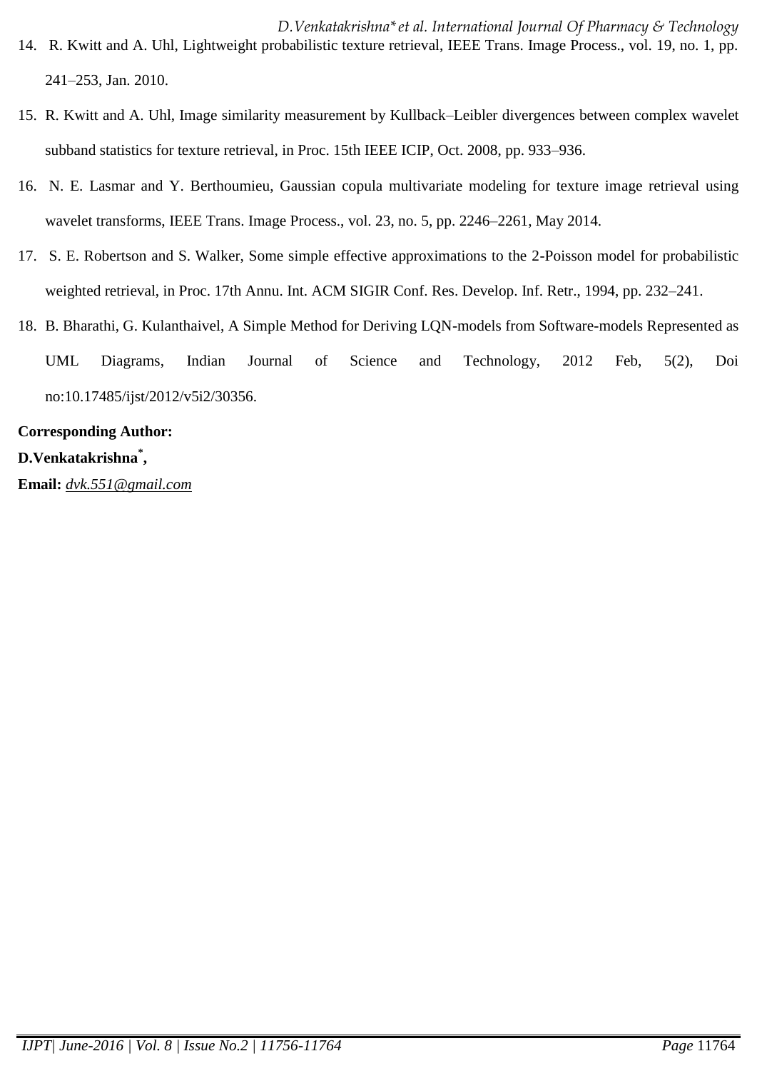14. R. Kwitt and A. Uhl, Lightweight probabilistic texture retrieval, IEEE Trans. Image Process., vol. 19, no. 1, pp. 241–253, Jan. 2010.
15. R. Kwitt and A. Uhl, Image similarity measurement by Kullback–Leibler divergences between complex wavelet subband statistics for texture retrieval, in Proc. 15th IEEE ICIP, Oct. 2008, pp. 933–936.
16. N. E. Lasmar and Y. Berthoumieu, Gaussian copula multivariate modeling for texture image retrieval using wavelet transforms, IEEE Trans. Image Process., vol. 23, no. 5, pp. 2246–2261, May 2014.
17. S. E. Robertson and S. Walker, Some simple effective approximations to the 2-Poisson model for probabilistic weighted retrieval, in Proc. 17th Annu. Int. ACM SIGIR Conf. Res. Develop. Inf. Retr., 1994, pp. 232–241.
18. B. Bharathi, G. Kulanthaivel, A Simple Method for Deriving LQN-models from Software-models Represented as UML Diagrams, Indian Journal of Science and Technology, 2012 Feb, 5(2), Doi no:10.17485/ijst/2012/v5i2/30356.

**Corresponding Author:**

**D.Venkatakrishna*,**

**Email:** *dvk.551@gmail.com*